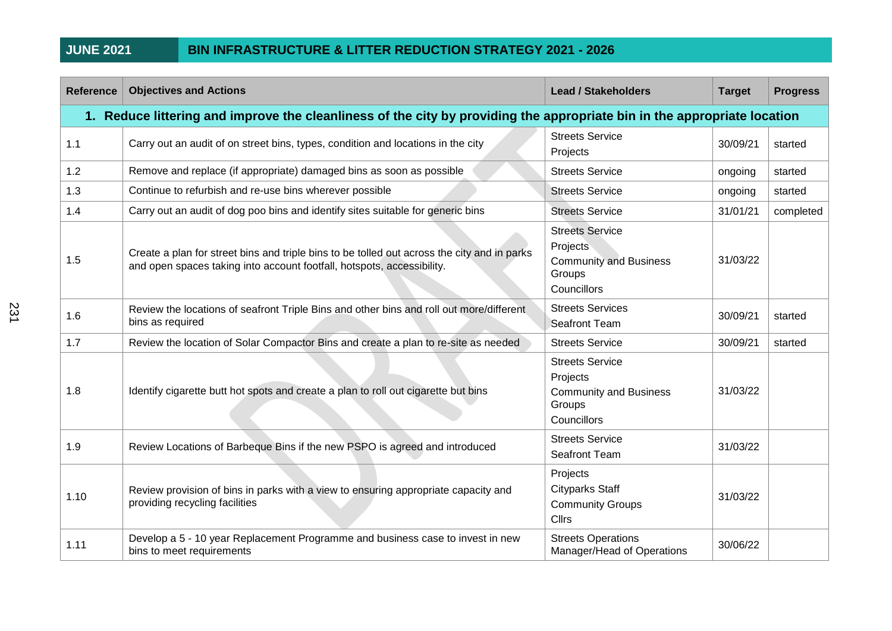**JUNE 2021** | **BIN INFRASTRUCTURE & LITTER REDUCTION STRATEGY 2021 - 2026**

| Reference | Objectives and Actions | Lead / Stakeholders | Target | Progress |
|---|---|---|---|---|
| **1. Reduce littering and improve the cleanliness of the city by providing the appropriate bin in the appropriate location** | | | | |
| 1.1 | Carry out an audit of on street bins, types, condition and locations in the city | Streets Service<br>Projects | 30/09/21 | started |
| 1.2 | Remove and replace (if appropriate) damaged bins as soon as possible | Streets Service | ongoing | started |
| 1.3 | Continue to refurbish and re-use bins wherever possible | Streets Service | ongoing | started |
| 1.4 | Carry out an audit of dog poo bins and identify sites suitable for generic bins | Streets Service | 31/01/21 | completed |
| 1.5 | Create a plan for street bins and triple bins to be tolled out across the city and in parks and open spaces taking into account footfall, hotspots, accessibility. | Streets Service<br>Projects<br>Community and Business Groups<br>Councillors | 31/03/22 | |
| 1.6 | Review the locations of seafront Triple Bins and other bins and roll out more/different bins as required | Streets Services<br>Seafront Team | 30/09/21 | started |
| 1.7 | Review the location of Solar Compactor Bins and create a plan to re-site as needed | Streets Service | 30/09/21 | started |
| 1.8 | Identify cigarette butt hot spots and create a plan to roll out cigarette but bins | Streets Service<br>Projects<br>Community and Business Groups<br>Councillors | 31/03/22 | |
| 1.9 | Review Locations of Barbeque Bins if the new PSPO is agreed and introduced | Streets Service<br>Seafront Team | 31/03/22 | |
| 1.10 | Review provision of bins in parks with a view to ensuring appropriate capacity and providing recycling facilities | Projects<br>Cityparks Staff<br>Community Groups<br>Cllrs | 31/03/22 | |
| 1.11 | Develop a 5 - 10 year Replacement Programme and business case to invest in new bins to meet requirements | Streets Operations Manager/Head of Operations | 30/06/22 | |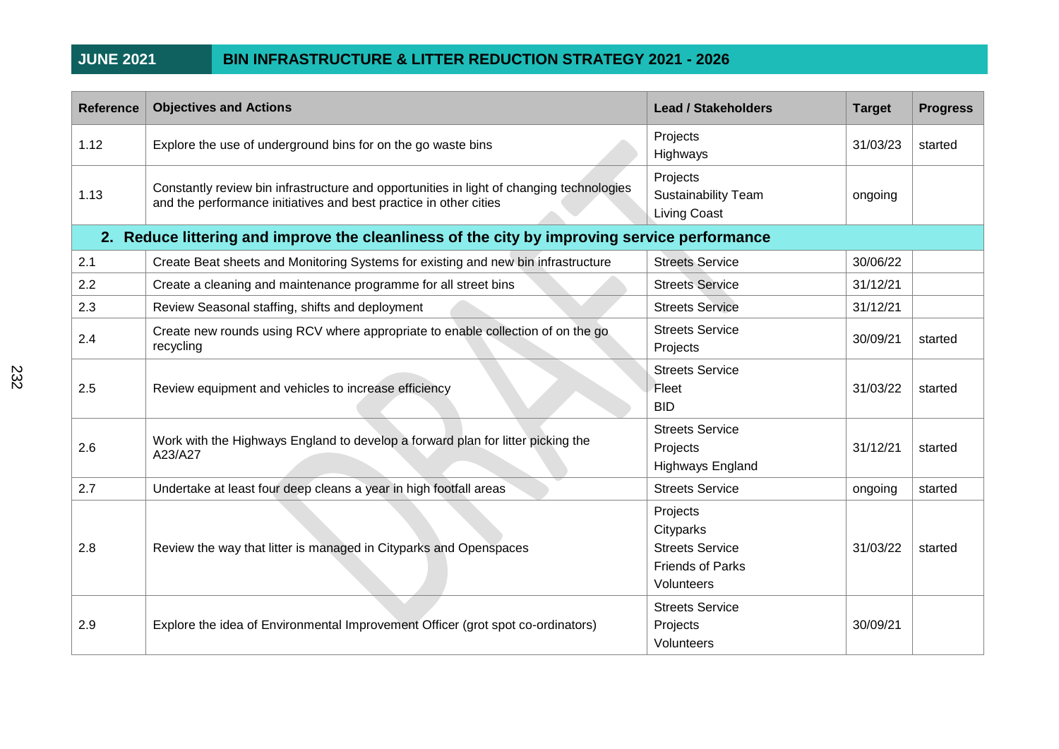| Reference | Objectives and Actions | Lead / Stakeholders | Target | Progress |
|---|---|---|---|---|
| 1.12 | Explore the use of underground bins for on the go waste bins | Projects<br>Highways | 31/03/23 | started |
| 1.13 | Constantly review bin infrastructure and opportunities in light of changing technologies and the performance initiatives and best practice in other cities | Projects<br>Sustainability Team<br>Living Coast | ongoing | |
| **2. Reduce littering and improve the cleanliness of the city by improving service performance** | | | | |
| 2.1 | Create Beat sheets and Monitoring Systems for existing and new bin infrastructure | Streets Service | 30/06/22 | |
| 2.2 | Create a cleaning and maintenance programme for all street bins | Streets Service | 31/12/21 | |
| 2.3 | Review Seasonal staffing, shifts and deployment | Streets Service | 31/12/21 | |
| 2.4 | Create new rounds using RCV where appropriate to enable collection of on the go recycling | Streets Service<br>Projects | 30/09/21 | started |
| 2.5 | Review equipment and vehicles to increase efficiency | Streets Service<br>Fleet<br>BID | 31/03/22 | started |
| 2.6 | Work with the Highways England to develop a forward plan for litter picking the A23/A27 | Streets Service<br>Projects<br>Highways England | 31/12/21 | started |
| 2.7 | Undertake at least four deep cleans a year in high footfall areas | Streets Service | ongoing | started |
| 2.8 | Review the way that litter is managed in Cityparks and Openspaces | Projects<br>Cityparks<br>Streets Service<br>Friends of Parks<br>Volunteers | 31/03/22 | started |
| 2.9 | Explore the idea of Environmental Improvement Officer (grot spot co-ordinators) | Streets Service<br>Projects<br>Volunteers | 30/09/21 | |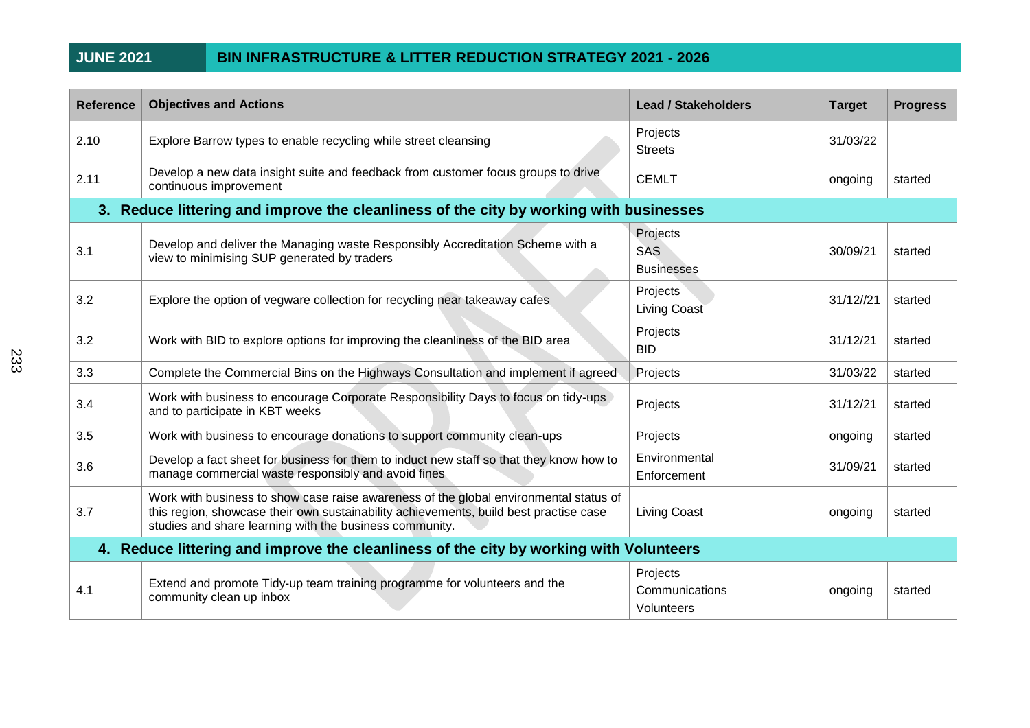| Reference | Objectives and Actions | Lead / Stakeholders | Target | Progress |
|---|---|---|---|---|
| 2.10 | Explore Barrow types to enable recycling while street cleansing | Projects<br>Streets | 31/03/22 | |
| 2.11 | Develop a new data insight suite and feedback from customer focus groups to drive continuous improvement | CEMLT | ongoing | started |
| **3. Reduce littering and improve the cleanliness of the city by working with businesses** | | | | |
| 3.1 | Develop and deliver the Managing waste Responsibly Accreditation Scheme with a view to minimising SUP generated by traders | Projects<br>SAS<br>Businesses | 30/09/21 | started |
| 3.2 | Explore the option of vegware collection for recycling near takeaway cafes | Projects<br>Living Coast | 31/12//21 | started |
| 3.2 | Work with BID to explore options for improving the cleanliness of the BID area | Projects<br>BID | 31/12/21 | started |
| 3.3 | Complete the Commercial Bins on the Highways Consultation and implement if agreed | Projects | 31/03/22 | started |
| 3.4 | Work with business to encourage Corporate Responsibility Days to focus on tidy-ups and to participate in KBT weeks | Projects | 31/12/21 | started |
| 3.5 | Work with business to encourage donations to support community clean-ups | Projects | ongoing | started |
| 3.6 | Develop a fact sheet for business for them to induct new staff so that they know how to manage commercial waste responsibly and avoid fines | Environmental Enforcement | 31/09/21 | started |
| 3.7 | Work with business to show case raise awareness of the global environmental status of this region, showcase their own sustainability achievements, build best practise case studies and share learning with the business community. | Living Coast | ongoing | started |
| **4. Reduce littering and improve the cleanliness of the city by working with Volunteers** | | | | |
| 4.1 | Extend and promote Tidy-up team training programme for volunteers and the community clean up inbox | Projects<br>Communications<br>Volunteers | ongoing | started |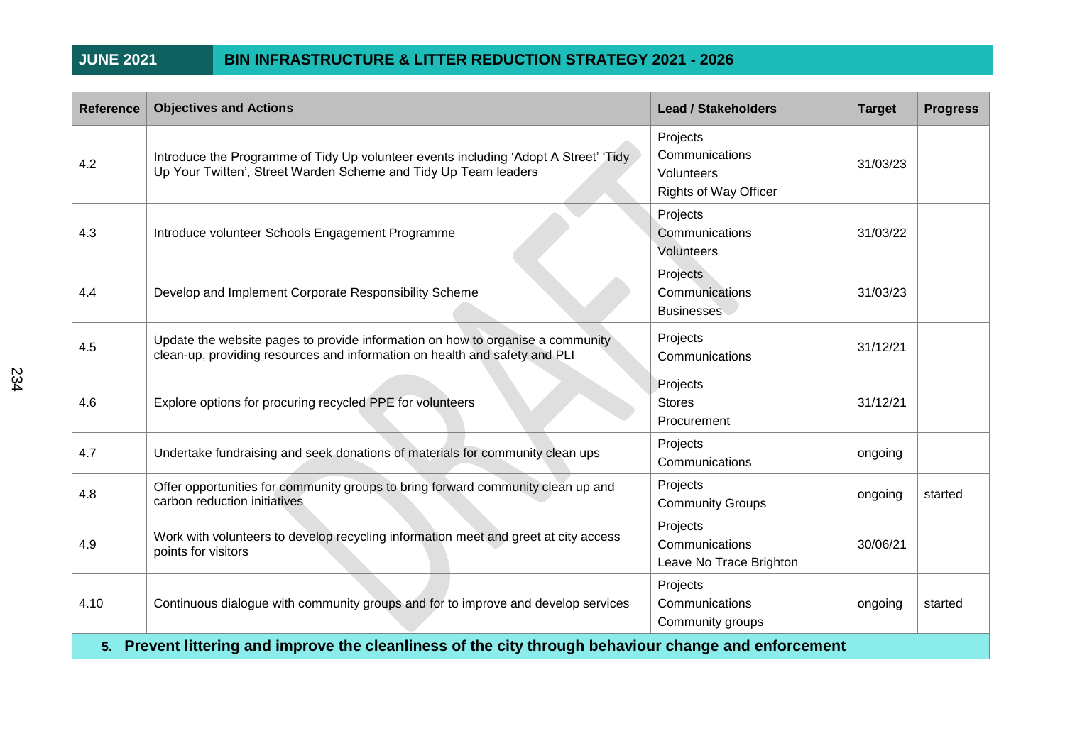| Reference | Objectives and Actions | Lead / Stakeholders | Target | Progress |
|---|---|---|---|---|
| 4.2 | Introduce the Programme of Tidy Up volunteer events including 'Adopt A Street' 'Tidy Up Your Twitten', Street Warden Scheme and Tidy Up Team leaders | Projects<br>Communications<br>Volunteers<br>Rights of Way Officer | 31/03/23 | |
| 4.3 | Introduce volunteer Schools Engagement Programme | Projects<br>Communications<br>Volunteers | 31/03/22 | |
| 4.4 | Develop and Implement Corporate Responsibility Scheme | Projects<br>Communications<br>Businesses | 31/03/23 | |
| 4.5 | Update the website pages to provide information on how to organise a community clean-up, providing resources and information on health and safety and PLI | Projects<br>Communications | 31/12/21 | |
| 4.6 | Explore options for procuring recycled PPE for volunteers | Projects<br>Stores<br>Procurement | 31/12/21 | |
| 4.7 | Undertake fundraising and seek donations of materials for community clean ups | Projects<br>Communications | ongoing | |
| 4.8 | Offer opportunities for community groups to bring forward community clean up and carbon reduction initiatives | Projects<br>Community Groups | ongoing | started |
| 4.9 | Work with volunteers to develop recycling information meet and greet at city access points for visitors | Projects<br>Communications<br>Leave No Trace Brighton | 30/06/21 | |
| 4.10 | Continuous dialogue with community groups and for to improve and develop services | Projects<br>Communications<br>Community groups | ongoing | started |
| **5. Prevent littering and improve the cleanliness of the city through behaviour change and enforcement** | | | | |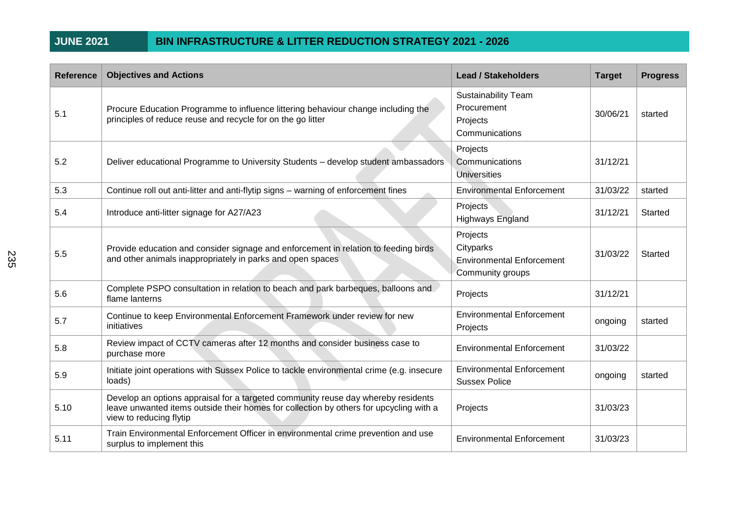| Reference | Objectives and Actions | Lead / Stakeholders | Target | Progress |
|---|---|---|---|---|
| 5.1 | Procure Education Programme to influence littering behaviour change including the principles of reduce reuse and recycle for on the go litter | Sustainability Team<br>Procurement<br>Projects<br>Communications | 30/06/21 | started |
| 5.2 | Deliver educational Programme to University Students – develop student ambassadors | Projects<br>Communications<br>Universities | 31/12/21 | |
| 5.3 | Continue roll out anti-litter and anti-flytip signs – warning of enforcement fines | Environmental Enforcement | 31/03/22 | started |
| 5.4 | Introduce anti-litter signage for A27/A23 | Projects<br>Highways England | 31/12/21 | Started |
| 5.5 | Provide education and consider signage and enforcement in relation to feeding birds and other animals inappropriately in parks and open spaces | Projects<br>Cityparks<br>Environmental Enforcement<br>Community groups | 31/03/22 | Started |
| 5.6 | Complete PSPO consultation in relation to beach and park barbeques, balloons and flame lanterns | Projects | 31/12/21 | |
| 5.7 | Continue to keep Environmental Enforcement Framework under review for new initiatives | Environmental Enforcement<br>Projects | ongoing | started |
| 5.8 | Review impact of CCTV cameras after 12 months and consider business case to purchase more | Environmental Enforcement | 31/03/22 | |
| 5.9 | Initiate joint operations with Sussex Police to tackle environmental crime (e.g. insecure loads) | Environmental Enforcement<br>Sussex Police | ongoing | started |
| 5.10 | Develop an options appraisal for a targeted community reuse day whereby residents leave unwanted items outside their homes for collection by others for upcycling with a view to reducing flytip | Projects | 31/03/23 | |
| 5.11 | Train Environmental Enforcement Officer in environmental crime prevention and use surplus to implement this | Environmental Enforcement | 31/03/23 | |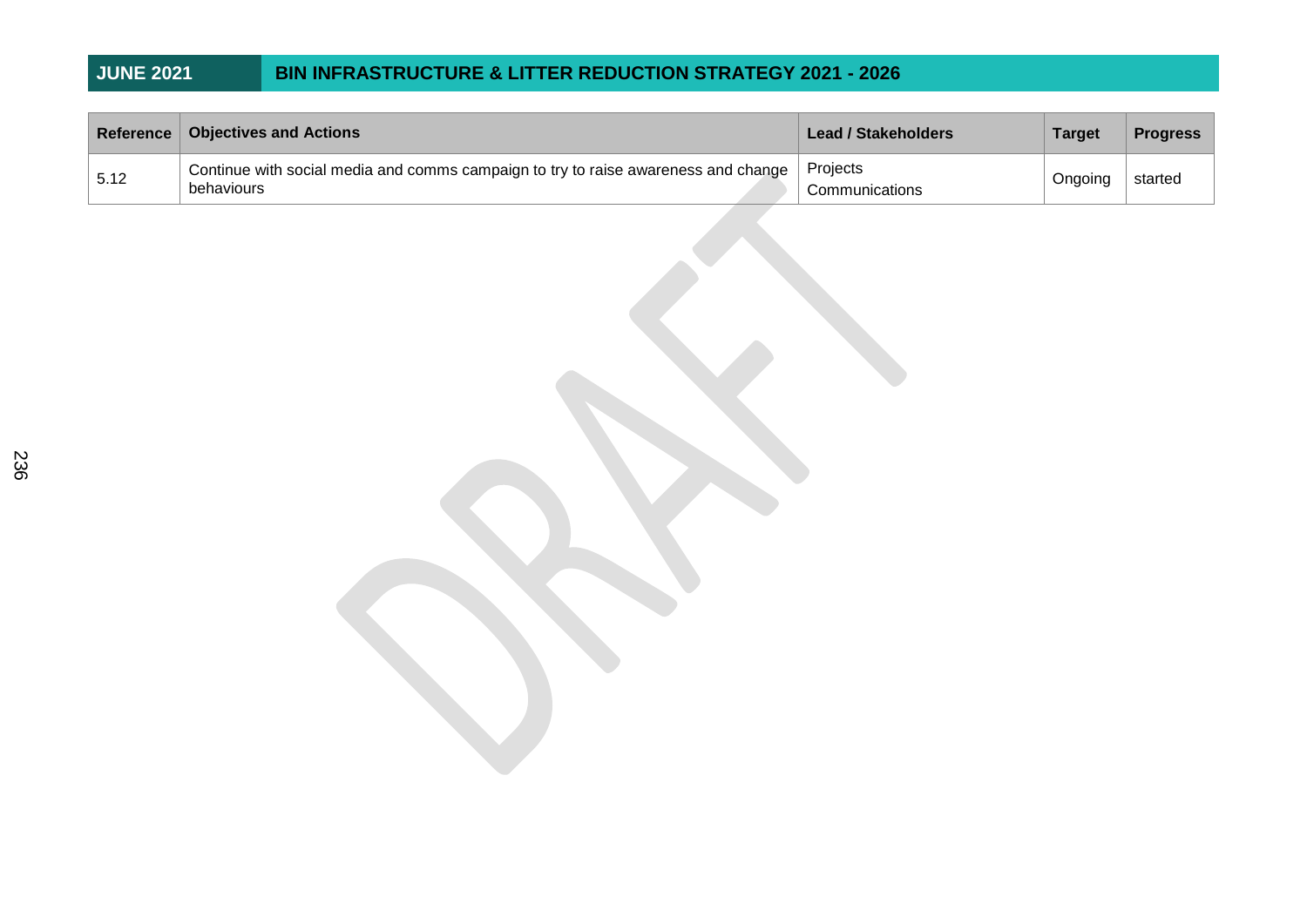| Reference | Objectives and Actions | Lead / Stakeholders | Target | Progress |
|---|---|---|---|---|
| 5.12 | Continue with social media and comms campaign to try to raise awareness and change behaviours | Projects Communications | Ongoing | started |